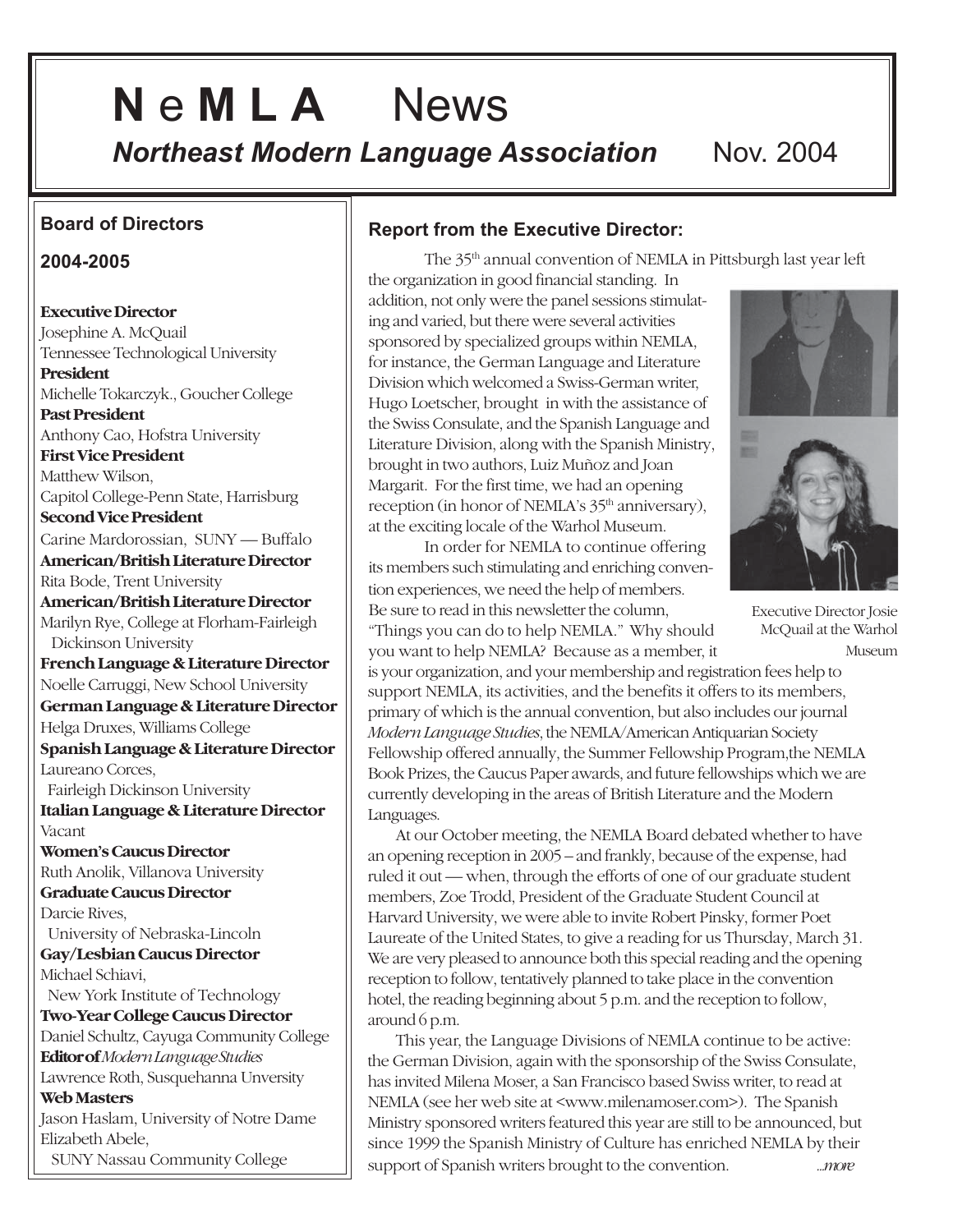# NeMLA News

***Northeast Modern Language Association*** Nov. 2004

## Board of Directors

### 2004-2005

**Executive Director**
Josephine A. McQuail
Tennessee Technological University

**President**
Michelle Tokarczyk., Goucher College

**Past President**
Anthony Cao, Hofstra University

**First Vice President**
Matthew Wilson,
Capitol College-Penn State, Harrisburg

**Second Vice President**
Carine Mardorossian, SUNY — Buffalo

**American/British Literature Director**
Rita Bode, Trent University

**American/British Literature Director**
Marilyn Rye, College at Florham-Fairleigh Dickinson University

**French Language & Literature Director**
Noelle Carruggi, New School University

**German Language & Literature Director**
Helga Druxes, Williams College

**Spanish Language & Literature Director**
Laureano Corces,
Fairleigh Dickinson University

**Italian Language & Literature Director**
Vacant

**Women's Caucus Director**
Ruth Anolik, Villanova University

**Graduate Caucus Director**
Darcie Rives,
University of Nebraska-Lincoln

**Gay/Lesbian Caucus Director**
Michael Schiavi,
New York Institute of Technology

**Two-Year College Caucus Director**
Daniel Schultz, Cayuga Community College

**Editor of** ***Modern Language Studies***
Lawrence Roth, Susquehanna Unversity

**Web Masters**
Jason Haslam, University of Notre Dame
Elizabeth Abele,
SUNY Nassau Community College

## Report from the Executive Director:

The 35th annual convention of NEMLA in Pittsburgh last year left the organization in good financial standing. In addition, not only were the panel sessions stimulating and varied, but there were several activities sponsored by specialized groups within NEMLA, for instance, the German Language and Literature Division which welcomed a Swiss-German writer, Hugo Loetscher, brought in with the assistance of the Swiss Consulate, and the Spanish Language and Literature Division, along with the Spanish Ministry, brought in two authors, Luiz Muñoz and Joan Margarit. For the first time, we had an opening reception (in honor of NEMLA's 35th anniversary), at the exciting locale of the Warhol Museum.

Executive Director Josie McQuail at the Warhol Museum

In order for NEMLA to continue offering its members such stimulating and enriching convention experiences, we need the help of members. Be sure to read in this newsletter the column, "Things you can do to help NEMLA." Why should you want to help NEMLA? Because as a member, it is your organization, and your membership and registration fees help to support NEMLA, its activities, and the benefits it offers to its members, primary of which is the annual convention, but also includes our journal *Modern Language Studies*, the NEMLA/American Antiquarian Society Fellowship offered annually, the Summer Fellowship Program,the NEMLA Book Prizes, the Caucus Paper awards, and future fellowships which we are currently developing in the areas of British Literature and the Modern Languages.

At our October meeting, the NEMLA Board debated whether to have an opening reception in 2005 – and frankly, because of the expense, had ruled it out — when, through the efforts of one of our graduate student members, Zoe Trodd, President of the Graduate Student Council at Harvard University, we were able to invite Robert Pinsky, former Poet Laureate of the United States, to give a reading for us Thursday, March 31. We are very pleased to announce both this special reading and the opening reception to follow, tentatively planned to take place in the convention hotel, the reading beginning about 5 p.m. and the reception to follow, around 6 p.m.

This year, the Language Divisions of NEMLA continue to be active: the German Division, again with the sponsorship of the Swiss Consulate, has invited Milena Moser, a San Francisco based Swiss writer, to read at NEMLA (see her web site at <www.milenamoser.com>). The Spanish Ministry sponsored writers featured this year are still to be announced, but since 1999 the Spanish Ministry of Culture has enriched NEMLA by their support of Spanish writers brought to the convention. *...more*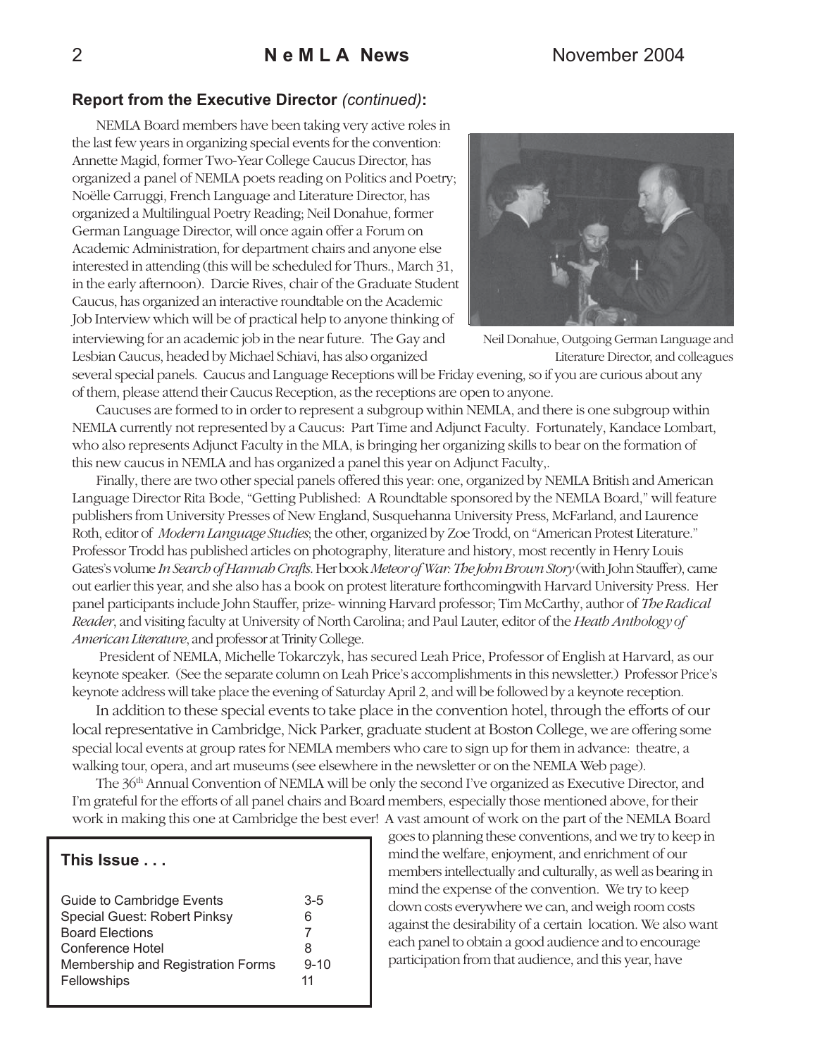## Report from the Executive Director *(continued)*:

NEMLA Board members have been taking very active roles in the last few years in organizing special events for the convention: Annette Magid, former Two-Year College Caucus Director, has organized a panel of NEMLA poets reading on Politics and Poetry; Noëlle Carruggi, French Language and Literature Director, has organized a Multilingual Poetry Reading; Neil Donahue, former German Language Director, will once again offer a Forum on Academic Administration, for department chairs and anyone else interested in attending (this will be scheduled for Thurs., March 31, in the early afternoon). Darcie Rives, chair of the Graduate Student Caucus, has organized an interactive roundtable on the Academic Job Interview which will be of practical help to anyone thinking of interviewing for an academic job in the near future. The Gay and Lesbian Caucus, headed by Michael Schiavi, has also organized several special panels. Caucus and Language Receptions will be Friday evening, so if you are curious about any of them, please attend their Caucus Reception, as the receptions are open to anyone.

Neil Donahue, Outgoing German Language and Literature Director, and colleagues

Caucuses are formed to in order to represent a subgroup within NEMLA, and there is one subgroup within NEMLA currently not represented by a Caucus: Part Time and Adjunct Faculty. Fortunately, Kandace Lombart, who also represents Adjunct Faculty in the MLA, is bringing her organizing skills to bear on the formation of this new caucus in NEMLA and has organized a panel this year on Adjunct Faculty,.

Finally, there are two other special panels offered this year: one, organized by NEMLA British and American Language Director Rita Bode, "Getting Published: A Roundtable sponsored by the NEMLA Board," will feature publishers from University Presses of New England, Susquehanna University Press, McFarland, and Laurence Roth, editor of *Modern Language Studies*; the other, organized by Zoe Trodd, on "American Protest Literature." Professor Trodd has published articles on photography, literature and history, most recently in Henry Louis Gates's volume *In Search of Hannah Crafts*. Her book *Meteor of War: The John Brown Story* (with John Stauffer), came out earlier this year, and she also has a book on protest literature forthcomingwith Harvard University Press. Her panel participants include John Stauffer, prize- winning Harvard professor; Tim McCarthy, author of *The Radical Reader*, and visiting faculty at University of North Carolina; and Paul Lauter, editor of the *Heath Anthology of American Literature*, and professor at Trinity College.

President of NEMLA, Michelle Tokarczyk, has secured Leah Price, Professor of English at Harvard, as our keynote speaker. (See the separate column on Leah Price's accomplishments in this newsletter.) Professor Price's keynote address will take place the evening of Saturday April 2, and will be followed by a keynote reception.

In addition to these special events to take place in the convention hotel, through the efforts of our local representative in Cambridge, Nick Parker, graduate student at Boston College, we are offering some special local events at group rates for NEMLA members who care to sign up for them in advance: theatre, a walking tour, opera, and art museums (see elsewhere in the newsletter or on the NEMLA Web page).

The 36th Annual Convention of NEMLA will be only the second I've organized as Executive Director, and I'm grateful for the efforts of all panel chairs and Board members, especially those mentioned above, for their work in making this one at Cambridge the best ever! A vast amount of work on the part of the NEMLA Board goes to planning these conventions, and we try to keep in mind the welfare, enjoyment, and enrichment of our members intellectually and culturally, as well as bearing in mind the expense of the convention. We try to keep down costs everywhere we can, and weigh room costs against the desirability of a certain location. We also want each panel to obtain a good audience and to encourage participation from that audience, and this year, have

### This Issue . . .

| | |
|---|---|
| Guide to Cambridge Events | 3-5 |
| Special Guest: Robert Pinksy | 6 |
| Board Elections | 7 |
| Conference Hotel | 8 |
| Membership and Registration Forms | 9-10 |
| Fellowships | 11 |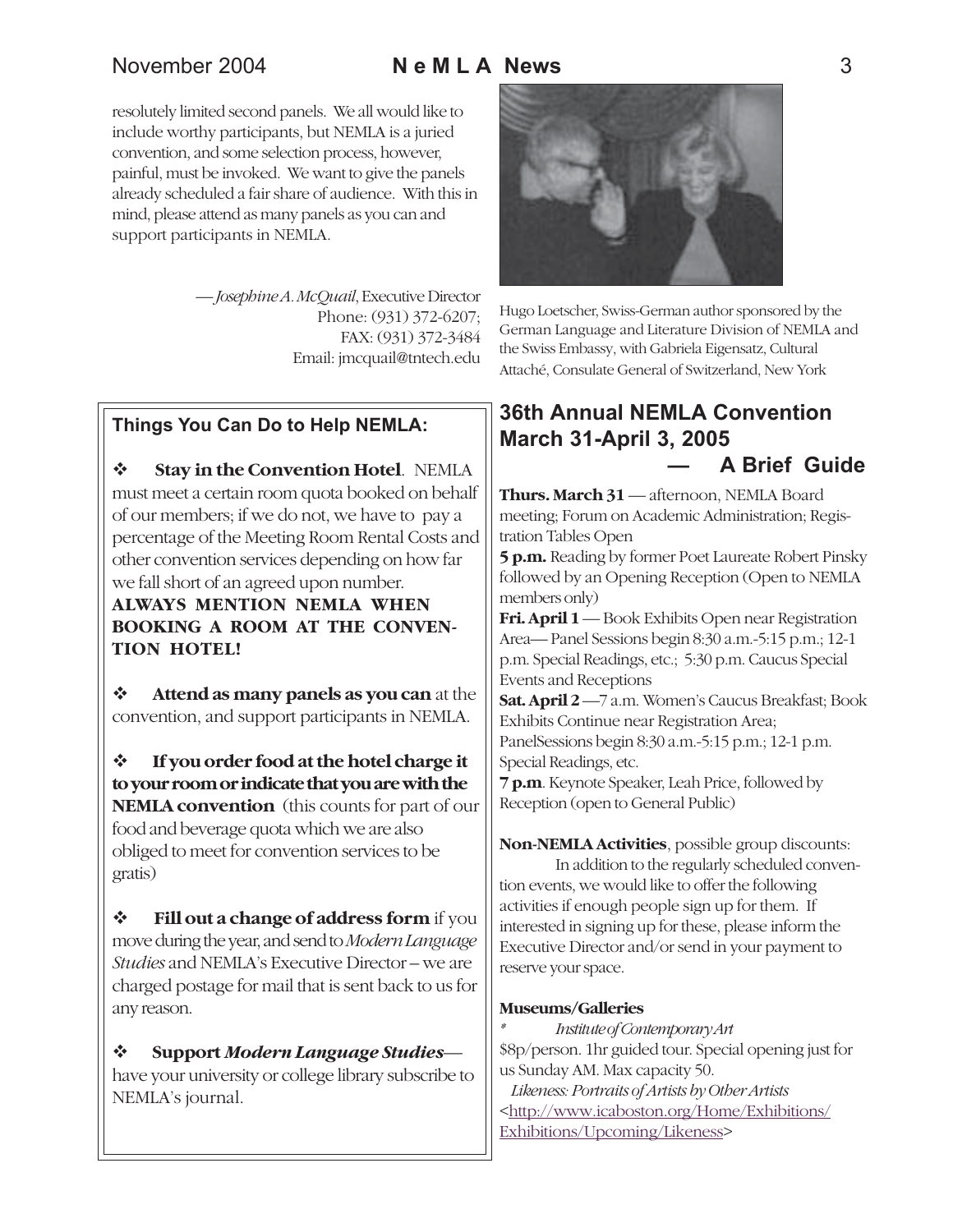resolutely limited second panels. We all would like to include worthy participants, but NEMLA is a juried convention, and some selection process, however, painful, must be invoked. We want to give the panels already scheduled a fair share of audience. With this in mind, please attend as many panels as you can and support participants in NEMLA.

— *Josephine A. McQuail*, Executive Director
Phone: (931) 372-6207;
FAX: (931) 372-3484
Email: jmcquail@tntech.edu

Hugo Loetscher, Swiss-German author sponsored by the German Language and Literature Division of NEMLA and the Swiss Embassy, with Gabriela Eigensatz, Cultural Attaché, Consulate General of Switzerland, New York

### Things You Can Do to Help NEMLA:

- **Stay in the Convention Hotel**. NEMLA must meet a certain room quota booked on behalf of our members; if we do not, we have to pay a percentage of the Meeting Room Rental Costs and other convention services depending on how far we fall short of an agreed upon number. **ALWAYS MENTION NEMLA WHEN BOOKING A ROOM AT THE CONVENTION HOTEL!**

- **Attend as many panels as you can** at the convention, and support participants in NEMLA.

- **If you order food at the hotel charge it to your room or indicate that you are with the NEMLA convention** (this counts for part of our food and beverage quota which we are also obliged to meet for convention services to be gratis)

- **Fill out a change of address form** if you move during the year, and send to *Modern Language Studies* and NEMLA's Executive Director – we are charged postage for mail that is sent back to us for any reason.

- **Support *Modern Language Studies***— have your university or college library subscribe to NEMLA's journal.

## 36th Annual NEMLA Convention March 31-April 3, 2005 — A Brief Guide

**Thurs. March 31** — afternoon, NEMLA Board meeting; Forum on Academic Administration; Registration Tables Open

**5 p.m.** Reading by former Poet Laureate Robert Pinsky followed by an Opening Reception (Open to NEMLA members only)

**Fri. April 1** — Book Exhibits Open near Registration Area— Panel Sessions begin 8:30 a.m.-5:15 p.m.; 12-1 p.m. Special Readings, etc.; 5:30 p.m. Caucus Special Events and Receptions

**Sat. April 2** —7 a.m. Women's Caucus Breakfast; Book Exhibits Continue near Registration Area; PanelSessions begin 8:30 a.m.-5:15 p.m.; 12-1 p.m. Special Readings, etc.

**7 p.m**. Keynote Speaker, Leah Price, followed by Reception (open to General Public)

**Non-NEMLA Activities**, possible group discounts:

In addition to the regularly scheduled convention events, we would like to offer the following activities if enough people sign up for them. If interested in signing up for these, please inform the Executive Director and/or send in your payment to reserve your space.

**Museums/Galleries**

* *Institute of Contemporary Art*

$8p/person. 1hr guided tour. Special opening just for us Sunday AM. Max capacity 50.

*Likeness: Portraits of Artists by Other Artists*
<http://www.icaboston.org/Home/Exhibitions/Exhibitions/Upcoming/Likeness>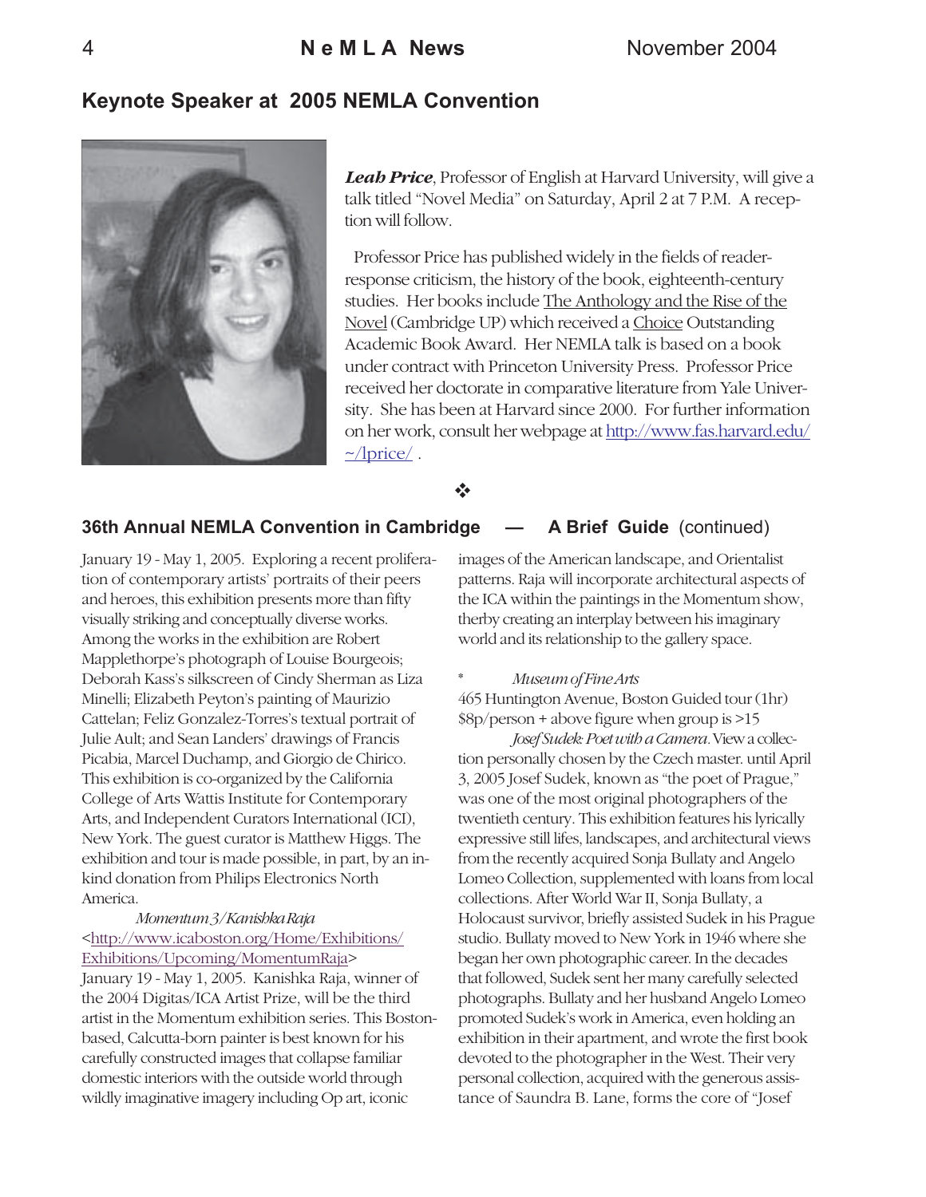## Keynote Speaker at 2005 NEMLA Convention

***Leah Price***, Professor of English at Harvard University, will give a talk titled "Novel Media" on Saturday, April 2 at 7 P.M. A reception will follow.

Professor Price has published widely in the fields of reader-response criticism, the history of the book, eighteenth-century studies. Her books include The Anthology and the Rise of the Novel (Cambridge UP) which received a Choice Outstanding Academic Book Award. Her NEMLA talk is based on a book under contract with Princeton University Press. Professor Price received her doctorate in comparative literature from Yale University. She has been at Harvard since 2000. For further information on her work, consult her webpage at http://www.fas.harvard.edu/~/lprice/ .

❖

## 36th Annual NEMLA Convention in Cambridge — A Brief Guide (continued)

January 19 - May 1, 2005. Exploring a recent proliferation of contemporary artists' portraits of their peers and heroes, this exhibition presents more than fifty visually striking and conceptually diverse works. Among the works in the exhibition are Robert Mapplethorpe's photograph of Louise Bourgeois; Deborah Kass's silkscreen of Cindy Sherman as Liza Minelli; Elizabeth Peyton's painting of Maurizio Cattelan; Feliz Gonzalez-Torres's textual portrait of Julie Ault; and Sean Landers' drawings of Francis Picabia, Marcel Duchamp, and Giorgio de Chirico. This exhibition is co-organized by the California College of Arts Wattis Institute for Contemporary Arts, and Independent Curators International (ICI), New York. The guest curator is Matthew Higgs. The exhibition and tour is made possible, in part, by an in-kind donation from Philips Electronics North America.

*Momentum 3/Kanishka Raja*
<http://www.icaboston.org/Home/Exhibitions/Exhibitions/Upcoming/MomentumRaja>
January 19 - May 1, 2005. Kanishka Raja, winner of the 2004 Digitas/ICA Artist Prize, will be the third artist in the Momentum exhibition series. This Boston-based, Calcutta-born painter is best known for his carefully constructed images that collapse familiar domestic interiors with the outside world through wildly imaginative imagery including Op art, iconic images of the American landscape, and Orientalist patterns. Raja will incorporate architectural aspects of the ICA within the paintings in the Momentum show, therby creating an interplay between his imaginary world and its relationship to the gallery space.

\* *Museum of Fine Arts*
465 Huntington Avenue, Boston Guided tour (1hr)
$8p/person + above figure when group is >15

*Josef Sudek: Poet with a Camera.* View a collection personally chosen by the Czech master. until April 3, 2005 Josef Sudek, known as "the poet of Prague," was one of the most original photographers of the twentieth century. This exhibition features his lyrically expressive still lifes, landscapes, and architectural views from the recently acquired Sonja Bullaty and Angelo Lomeo Collection, supplemented with loans from local collections. After World War II, Sonja Bullaty, a Holocaust survivor, briefly assisted Sudek in his Prague studio. Bullaty moved to New York in 1946 where she began her own photographic career. In the decades that followed, Sudek sent her many carefully selected photographs. Bullaty and her husband Angelo Lomeo promoted Sudek's work in America, even holding an exhibition in their apartment, and wrote the first book devoted to the photographer in the West. Their very personal collection, acquired with the generous assistance of Saundra B. Lane, forms the core of "Josef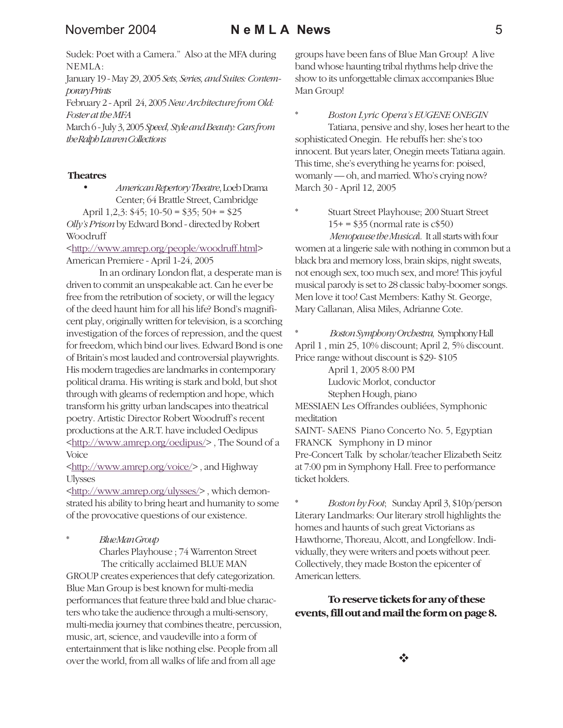Sudek: Poet with a Camera." Also at the MFA during NEMLA:

January 19 - May 29, 2005 *Sets, Series, and Suites: Contemporary Prints*

February 2 - April 24, 2005 *New Architecture from Old: Foster at the MFA*

March 6 - July 3, 2005 *Speed, Style and Beauty: Cars from the Ralph Lauren Collections*

**Theatres**

- *American Repertory Theatre*, Loeb Drama Center; 64 Brattle Street, Cambridge

April 1,2,3: $45; 10-50 = $35; 50+ = $25

*Olly's Prison* by Edward Bond - directed by Robert Woodruff

<http://www.amrep.org/people/woodruff.html>

American Premiere - April 1-24, 2005

In an ordinary London flat, a desperate man is driven to commit an unspeakable act. Can he ever be free from the retribution of society, or will the legacy of the deed haunt him for all his life? Bond's magnificent play, originally written for television, is a scorching investigation of the forces of repression, and the quest for freedom, which bind our lives. Edward Bond is one of Britain's most lauded and controversial playwrights. His modern tragedies are landmarks in contemporary political drama. His writing is stark and bold, but shot through with gleams of redemption and hope, which transform his gritty urban landscapes into theatrical poetry. Artistic Director Robert Woodruff's recent productions at the A.R.T. have included Oedipus <http://www.amrep.org/oedipus/> , The Sound of a Voice <http://www.amrep.org/voice/> , and Highway Ulysses <http://www.amrep.org/ulysses/> , which demonstrated his ability to bring heart and humanity to some of the provocative questions of our existence.

\* *Blue Man Group*

Charles Playhouse ; 74 Warrenton Street

The critically acclaimed BLUE MAN GROUP creates experiences that defy categorization. Blue Man Group is best known for multi-media performances that feature three bald and blue characters who take the audience through a multi-sensory, multi-media journey that combines theatre, percussion, music, art, science, and vaudeville into a form of entertainment that is like nothing else. People from all over the world, from all walks of life and from all age groups have been fans of Blue Man Group! A live band whose haunting tribal rhythms help drive the show to its unforgettable climax accompanies Blue Man Group!

\* *Boston Lyric Opera's EUGENE ONEGIN*

Tatiana, pensive and shy, loses her heart to the sophisticated Onegin. He rebuffs her: she's too innocent. But years later, Onegin meets Tatiana again. This time, she's everything he yearns for: poised, womanly — oh, and married. Who's crying now? March 30 - April 12, 2005

\* Stuart Street Playhouse; 200 Stuart Street

15+ = $35 (normal rate is c$50)

*Menopause the Musical*. It all starts with four women at a lingerie sale with nothing in common but a black bra and memory loss, brain skips, night sweats, not enough sex, too much sex, and more! This joyful musical parody is set to 28 classic baby-boomer songs. Men love it too! Cast Members: Kathy St. George, Mary Callanan, Alisa Miles, Adrianne Cote.

\* *Boston Symphony Orchestra*, Symphony Hall

April 1 , min 25, 10% discount; April 2, 5% discount. Price range without discount is $29- $105

April 1, 2005 8:00 PM

Ludovic Morlot, conductor

Stephen Hough, piano

MESSIAEN Les Offrandes oubliées, Symphonic meditation

SAINT- SAENS Piano Concerto No. 5, Egyptian

FRANCK Symphony in D minor

Pre-Concert Talk by scholar/teacher Elizabeth Seitz at 7:00 pm in Symphony Hall. Free to performance ticket holders.

\* *Boston by Foot*; Sunday April 3, $10p/person

Literary Landmarks: Our literary stroll highlights the homes and haunts of such great Victorians as Hawthorne, Thoreau, Alcott, and Longfellow. Individually, they were writers and poets without peer. Collectively, they made Boston the epicenter of American letters.

**To reserve tickets for any of these events, fill out and mail the form on page 8.**

❖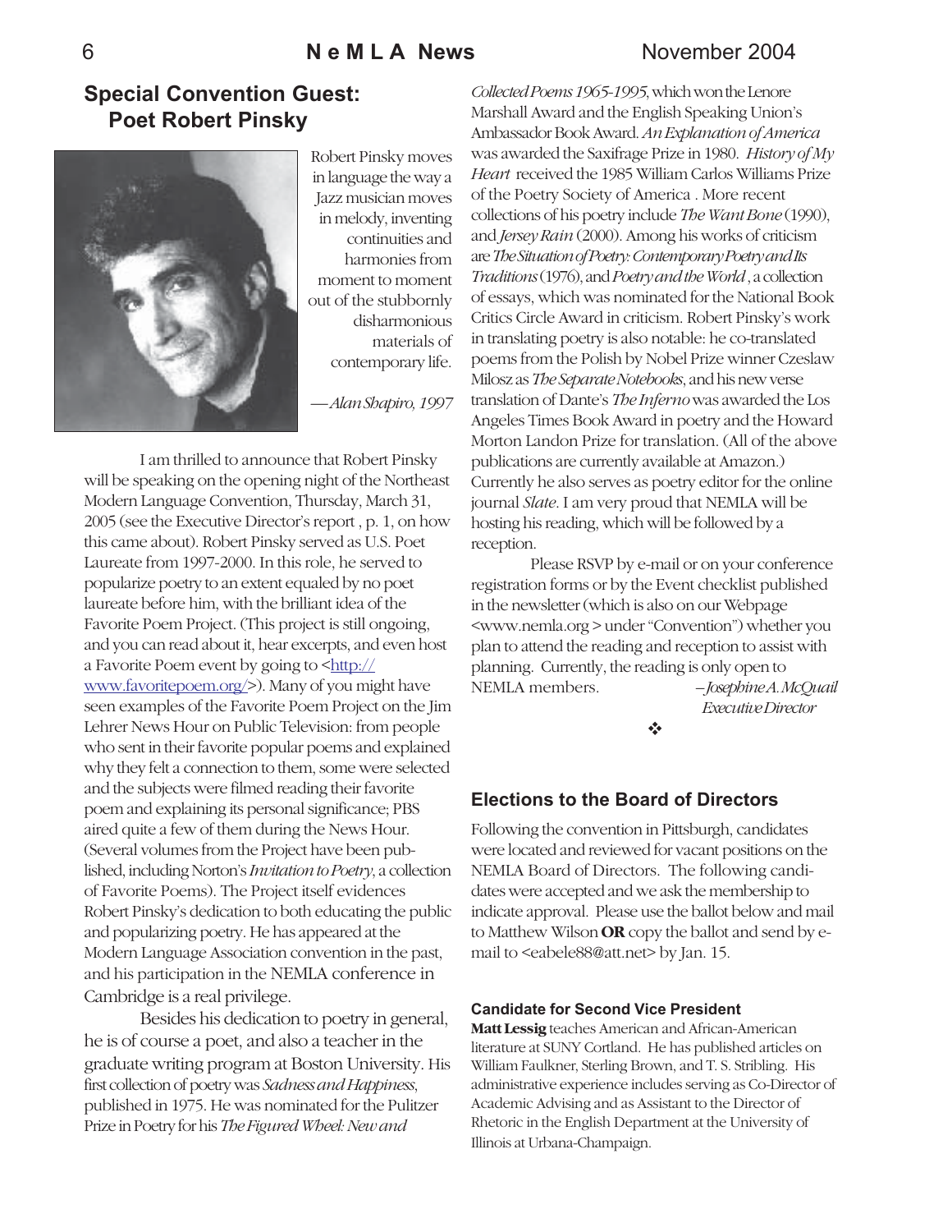## Special Convention Guest: Poet Robert Pinsky

Robert Pinsky moves in language the way a Jazz musician moves in melody, inventing continuities and harmonies from moment to moment out of the stubbornly disharmonious materials of contemporary life.

—*Alan Shapiro, 1997*

I am thrilled to announce that Robert Pinsky will be speaking on the opening night of the Northeast Modern Language Convention, Thursday, March 31, 2005 (see the Executive Director's report , p. 1, on how this came about). Robert Pinsky served as U.S. Poet Laureate from 1997-2000. In this role, he served to popularize poetry to an extent equaled by no poet laureate before him, with the brilliant idea of the Favorite Poem Project. (This project is still ongoing, and you can read about it, hear excerpts, and even host a Favorite Poem event by going to <http://www.favoritepoem.org/>). Many of you might have seen examples of the Favorite Poem Project on the Jim Lehrer News Hour on Public Television: from people who sent in their favorite popular poems and explained why they felt a connection to them, some were selected and the subjects were filmed reading their favorite poem and explaining its personal significance; PBS aired quite a few of them during the News Hour. (Several volumes from the Project have been published, including Norton's *Invitation to Poetry*, a collection of Favorite Poems). The Project itself evidences Robert Pinsky's dedication to both educating the public and popularizing poetry. He has appeared at the Modern Language Association convention in the past, and his participation in the NEMLA conference in Cambridge is a real privilege.

Besides his dedication to poetry in general, he is of course a poet, and also a teacher in the graduate writing program at Boston University. His first collection of poetry was *Sadness and Happiness*, published in 1975. He was nominated for the Pulitzer Prize in Poetry for his *The Figured Wheel: New and Collected Poems 1965-1995*, which won the Lenore Marshall Award and the English Speaking Union's Ambassador Book Award. *An Explanation of America* was awarded the Saxifrage Prize in 1980. *History of My Heart* received the 1985 William Carlos Williams Prize of the Poetry Society of America . More recent collections of his poetry include *The Want Bone* (1990), and *Jersey Rain* (2000). Among his works of criticism are *The Situation of Poetry: Contemporary Poetry and Its Traditions* (1976), and *Poetry and the World* , a collection of essays, which was nominated for the National Book Critics Circle Award in criticism. Robert Pinsky's work in translating poetry is also notable: he co-translated poems from the Polish by Nobel Prize winner Czeslaw Milosz as *The Separate Notebooks*, and his new verse translation of Dante's *The Inferno* was awarded the Los Angeles Times Book Award in poetry and the Howard Morton Landon Prize for translation. (All of the above publications are currently available at Amazon.) Currently he also serves as poetry editor for the online journal *Slate*. I am very proud that NEMLA will be hosting his reading, which will be followed by a reception.

Please RSVP by e-mail or on your conference registration forms or by the Event checklist published in the newsletter (which is also on our Webpage <www.nemla.org > under "Convention") whether you plan to attend the reading and reception to assist with planning. Currently, the reading is only open to NEMLA members.

*–Josephine A. McQuail*
*Executive Director*

❖

## Elections to the Board of Directors

Following the convention in Pittsburgh, candidates were located and reviewed for vacant positions on the NEMLA Board of Directors. The following candidates were accepted and we ask the membership to indicate approval. Please use the ballot below and mail to Matthew Wilson **OR** copy the ballot and send by e-mail to <eabele88@att.net> by Jan. 15.

#### Candidate for Second Vice President

**Matt Lessig** teaches American and African-American literature at SUNY Cortland. He has published articles on William Faulkner, Sterling Brown, and T. S. Stribling. His administrative experience includes serving as Co-Director of Academic Advising and as Assistant to the Director of Rhetoric in the English Department at the University of Illinois at Urbana-Champaign.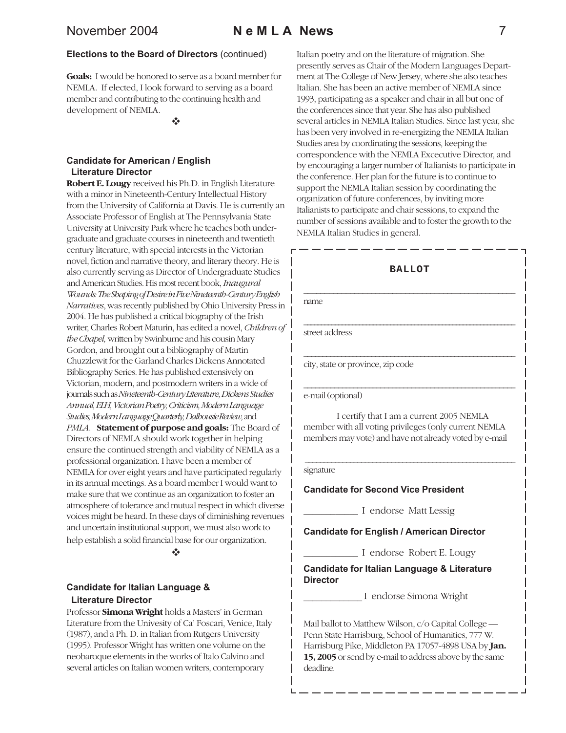### Elections to the Board of Directors (continued)

**Goals:** I would be honored to serve as a board member for NEMLA. If elected, I look forward to serving as a board member and contributing to the continuing health and development of NEMLA.

❖

### Candidate for American / English Literature Director

**Robert E. Lougy** received his Ph.D. in English Literature with a minor in Nineteenth-Century Intellectual History from the University of California at Davis. He is currently an Associate Professor of English at The Pennsylvania State University at University Park where he teaches both undergraduate and graduate courses in nineteenth and twentieth century literature, with special interests in the Victorian novel, fiction and narrative theory, and literary theory. He is also currently serving as Director of Undergraduate Studies and American Studies. His most recent book, *Inaugural Wounds: The Shaping of Desire in Five Nineteenth-Century English Narratives*, was recently published by Ohio University Press in 2004. He has published a critical biography of the Irish writer, Charles Robert Maturin, has edited a novel, *Children of the Chapel,* written by Swinburne and his cousin Mary Gordon, and brought out a bibliography of Martin Chuzzlewit for the Garland Charles Dickens Annotated Bibliography Series. He has published extensively on Victorian, modern, and postmodern writers in a wide of journals such as *Nineteenth-Century Literature, Dickens Studies Annual, ELH, Victorian Poetry, Criticism, Modern Language Studies, Modern Language Quarterly, Dalhousie Review,* and *PMLA*. **Statement of purpose and goals:** The Board of Directors of NEMLA should work together in helping ensure the continued strength and viability of NEMLA as a professional organization. I have been a member of NEMLA for over eight years and have participated regularly in its annual meetings. As a board member I would want to make sure that we continue as an organization to foster an atmosphere of tolerance and mutual respect in which diverse voices might be heard. In these days of diminishing revenues and uncertain institutional support, we must also work to help establish a solid financial base for our organization.

❖

### Candidate for Italian Language & Literature Director

Professor **Simona Wright** holds a Masters' in German Literature from the Univesity of Ca' Foscari, Venice, Italy (1987), and a Ph. D. in Italian from Rutgers University (1995). Professor Wright has written one volume on the neobaroque elements in the works of Italo Calvino and several articles on Italian women writers, contemporary Italian poetry and on the literature of migration. She presently serves as Chair of the Modern Languages Department at The College of New Jersey, where she also teaches Italian. She has been an active member of NEMLA since 1993, participating as a speaker and chair in all but one of the conferences since that year. She has also published several articles in NEMLA Italian Studies. Since last year, she has been very involved in re-energizing the NEMLA Italian Studies area by coordinating the sessions, keeping the correspondence with the NEMLA Excecutive Director, and by encouraging a larger number of Italianists to participate in the conference. Her plan for the future is to continue to support the NEMLA Italian session by coordinating the organization of future conferences, by inviting more Italianists to participate and chair sessions, to expand the number of sessions available and to foster the growth to the NEMLA Italian Studies in general.

---

## BALLOT

______________________________
name

______________________________
street address

______________________________
city, state or province, zip code

______________________________
e-mail (optional)

I certify that I am a current 2005 NEMLA member with all voting privileges (only current NEMLA members may vote) and have not already voted by e-mail

______________________________
signature

**Candidate for Second Vice President**

___________ I endorse Matt Lessig

**Candidate for English / American Director**

___________ I endorse Robert E. Lougy

**Candidate for Italian Language & Literature Director**

___________ I endorse Simona Wright

Mail ballot to Matthew Wilson, c/o Capital College — Penn State Harrisburg, School of Humanities, 777 W. Harrisburg Pike, Middleton PA 17057-4898 USA by **Jan. 15, 2005** or send by e-mail to address above by the same deadline.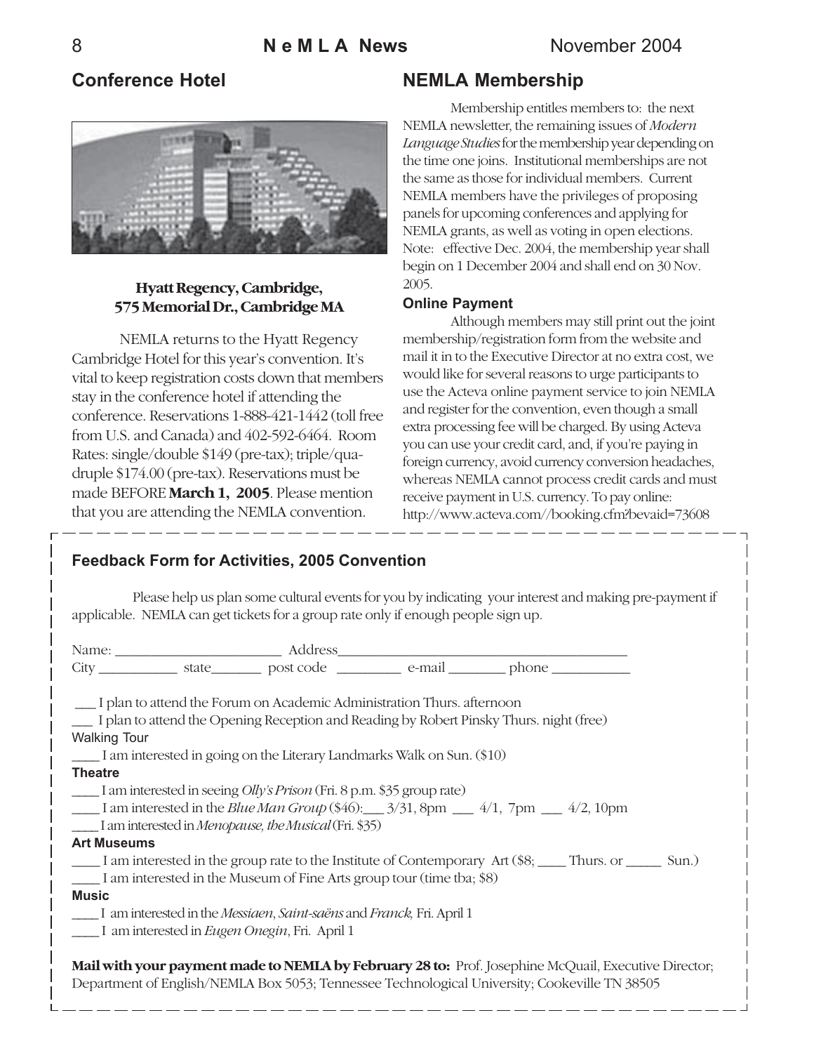## Conference Hotel

**Hyatt Regency, Cambridge, 575 Memorial Dr., Cambridge MA**

NEMLA returns to the Hyatt Regency Cambridge Hotel for this year's convention. It's vital to keep registration costs down that members stay in the conference hotel if attending the conference. Reservations 1-888-421-1442 (toll free from U.S. and Canada) and 402-592-6464. Room Rates: single/double $149 (pre-tax); triple/quadruple $174.00 (pre-tax). Reservations must be made BEFORE **March 1, 2005**. Please mention that you are attending the NEMLA convention.

## NEMLA Membership

Membership entitles members to: the next NEMLA newsletter, the remaining issues of *Modern Language Studies* for the membership year depending on the time one joins. Institutional memberships are not the same as those for individual members. Current NEMLA members have the privileges of proposing panels for upcoming conferences and applying for NEMLA grants, as well as voting in open elections. Note: effective Dec. 2004, the membership year shall begin on 1 December 2004 and shall end on 30 Nov. 2005.

### Online Payment

Although members may still print out the joint membership/registration form from the website and mail it in to the Executive Director at no extra cost, we would like for several reasons to urge participants to use the Acteva online payment service to join NEMLA and register for the convention, even though a small extra processing fee will be charged. By using Acteva you can use your credit card, and, if you're paying in foreign currency, avoid currency conversion headaches, whereas NEMLA cannot process credit cards and must receive payment in U.S. currency. To pay online: http://www.acteva.com//booking.cfm?bevaid=73608

---

### Feedback Form for Activities, 2005 Convention

Please help us plan some cultural events for you by indicating your interest and making pre-payment if applicable. NEMLA can get tickets for a group rate only if enough people sign up.

Name: ________________________ Address__________________________________________
City ___________ state_______ post code _________ e-mail ________ phone ___________

___ I plan to attend the Forum on Academic Administration Thurs. afternoon
___ I plan to attend the Opening Reception and Reading by Robert Pinsky Thurs. night (free)

**Walking Tour**

____ I am interested in going on the Literary Landmarks Walk on Sun. ($10)

**Theatre**

____ I am interested in seeing *Olly's Prison* (Fri. 8 p.m. $35 group rate)
____ I am interested in the *Blue Man Group* ($46):___ 3/31, 8pm ___ 4/1, 7pm ___ 4/2, 10pm
____ I am interested in *Menopause, the Musical* (Fri. $35)

**Art Museums**

____ I am interested in the group rate to the Institute of Contemporary Art ($8; ____ Thurs. or _____ Sun.)
____ I am interested in the Museum of Fine Arts group tour (time tba; $8)

**Music**

____ I am interested in the *Messiaen*, *Saint-saëns* and *Franck,* Fri. April 1
____ I am interested in *Eugen Onegin*, Fri. April 1

**Mail with your payment made to NEMLA by February 28 to:** Prof. Josephine McQuail, Executive Director; Department of English/NEMLA Box 5053; Tennessee Technological University; Cookeville TN 38505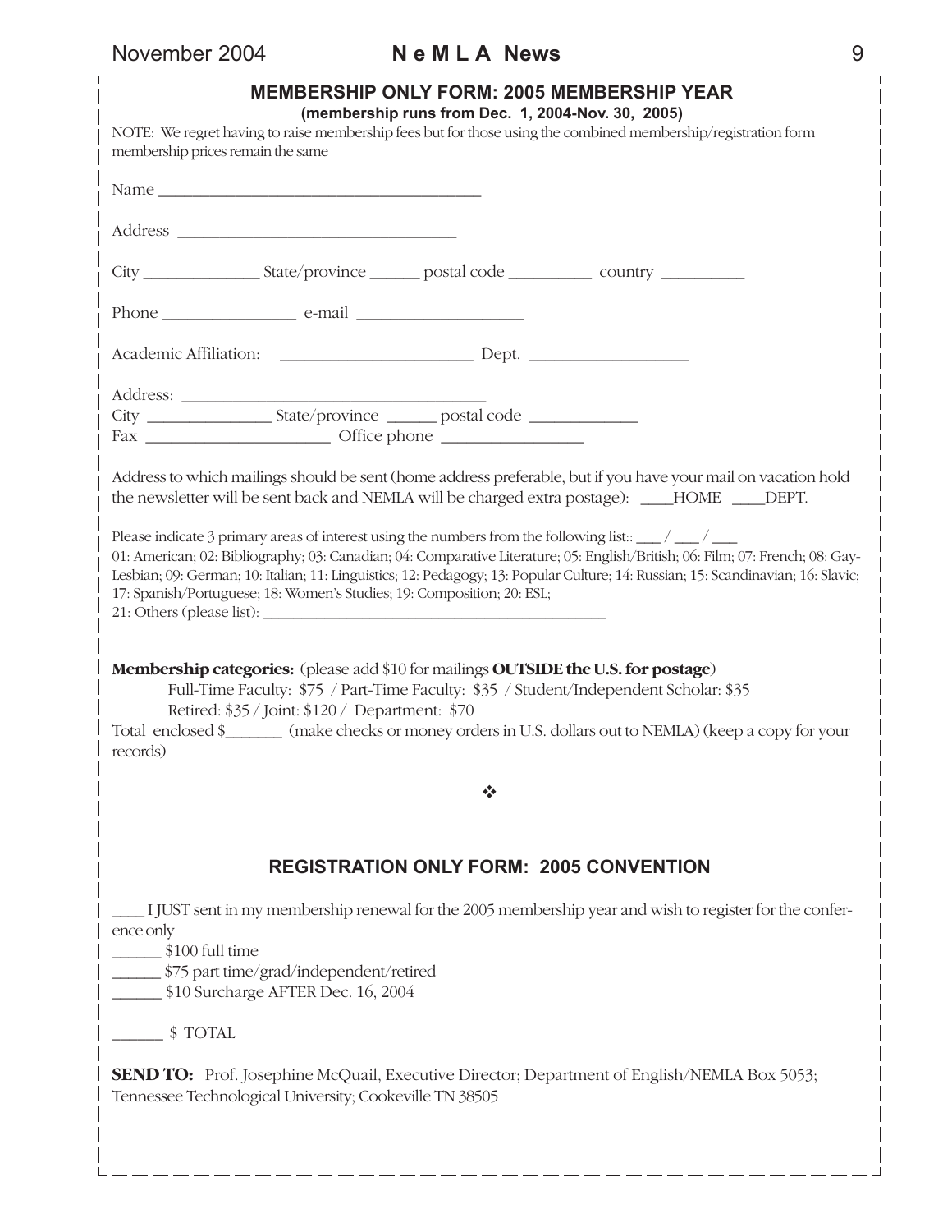## MEMBERSHIP ONLY FORM: 2005 MEMBERSHIP YEAR

**(membership runs from Dec. 1, 2004-Nov. 30, 2005)**

NOTE: We regret having to raise membership fees but for those using the combined membership/registration form membership prices remain the same

Name _______________________________________

Address _________________________________

City ______________ State/province ______ postal code __________ country __________

Phone ________________ e-mail ___________________

Academic Affiliation: _______________________ Dept. ___________________

Address: ___________________________________
City _______________ State/province ______ postal code _____________
Fax _____________________ Office phone ________________

Address to which mailings should be sent (home address preferable, but if you have your mail on vacation hold the newsletter will be sent back and NEMLA will be charged extra postage): ____HOME ____DEPT.

Please indicate 3 primary areas of interest using the numbers from the following list:: ___ / ___ / ___
01: American; 02: Bibliography; 03: Canadian; 04: Comparative Literature; 05: English/British; 06: Film; 07: French; 08: Gay-Lesbian; 09: German; 10: Italian; 11: Linguistics; 12: Pedagogy; 13: Popular Culture; 14: Russian; 15: Scandinavian; 16: Slavic; 17: Spanish/Portuguese; 18: Women's Studies; 19: Composition; 20: ESL;
21: Others (please list): ___________________________________________

**Membership categories:** (please add $10 for mailings **OUTSIDE the U.S. for postage**)
Full-Time Faculty: $75 / Part-Time Faculty: $35 / Student/Independent Scholar: $35
Retired: $35 / Joint: $120 / Department: $70
Total enclosed $_______ (make checks or money orders in U.S. dollars out to NEMLA) (keep a copy for your records)

❖

## REGISTRATION ONLY FORM: 2005 CONVENTION

____ I JUST sent in my membership renewal for the 2005 membership year and wish to register for the conference only
______ $100 full time
______ $75 part time/grad/independent/retired
______ $10 Surcharge AFTER Dec. 16, 2004

______ $ TOTAL

**SEND TO:** Prof. Josephine McQuail, Executive Director; Department of English/NEMLA Box 5053; Tennessee Technological University; Cookeville TN 38505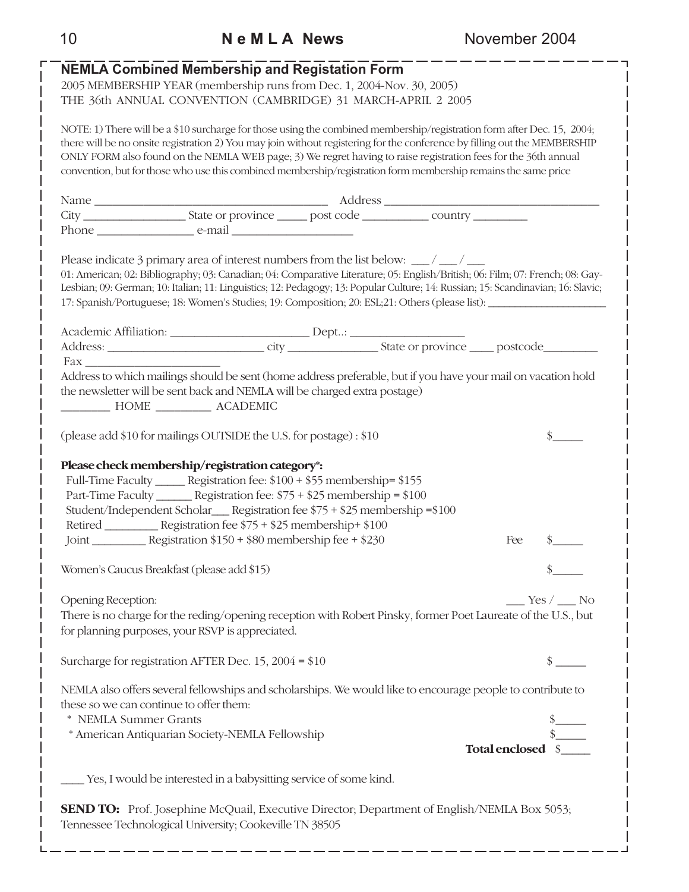## NEMLA Combined Membership and Registation Form

2005 MEMBERSHIP YEAR (membership runs from Dec. 1, 2004-Nov. 30, 2005)
THE 36th ANNUAL CONVENTION (CAMBRIDGE) 31 MARCH-APRIL 2 2005

NOTE: 1) There will be a $10 surcharge for those using the combined membership/registration form after Dec. 15, 2004; there will be no onsite registration 2) You may join without registering for the conference by filling out the MEMBERSHIP ONLY FORM also found on the NEMLA WEB page; 3) We regret having to raise registration fees for the 36th annual convention, but for those who use this combined membership/registration form membership remains the same price

Name ______________________________ Address ______________________________
City ______________ State or province _____ post code __________ country _________
Phone ______________ e-mail ________________

Please indicate 3 primary area of interest numbers from the list below: ___ / ___ / ___
01: American; 02: Bibliography; 03: Canadian; 04: Comparative Literature; 05: English/British; 06: Film; 07: French; 08: Gay-Lesbian; 09: German; 10: Italian; 11: Linguistics; 12: Pedagogy; 13: Popular Culture; 14: Russian; 15: Scandinavian; 16: Slavic; 17: Spanish/Portuguese; 18: Women's Studies; 19: Composition; 20: ESL;21: Others (please list): ________________

Academic Affiliation: __________________ Dept..: ______________
Address: ____________________ city ____________ State or province ____ postcode________
Fax __________________

Address to which mailings should be sent (home address preferable, but if you have your mail on vacation hold the newsletter will be sent back and NEMLA will be charged extra postage)
________ HOME _________ ACADEMIC

(please add $10 for mailings OUTSIDE the U.S. for postage) : $10 $_____

**Please check membership/registration category\*:**

Full-Time Faculty _____ Registration fee: $100 + $55 membership= $155
Part-Time Faculty ______ Registration fee: $75 + $25 membership = $100
Student/Independent Scholar___ Registration fee $75 + $25 membership =$100
Retired _________ Registration fee $75 + $25 membership+ $100
Joint _________ Registration $150 + $80 membership fee + $230 Fee $_____

Women's Caucus Breakfast (please add $15) $_____

Opening Reception: ___ Yes / ___ No
There is no charge for the reding/opening reception with Robert Pinsky, former Poet Laureate of the U.S., but for planning purposes, your RSVP is appreciated.

Surcharge for registration AFTER Dec. 15, 2004 = $10 $ _____

NEMLA also offers several fellowships and scholarships. We would like to encourage people to contribute to these so we can continue to offer them:

- \* NEMLA Summer Grants $_____
- \* American Antiquarian Society-NEMLA Fellowship $_____

**Total enclosed** $_____

____ Yes, I would be interested in a babysitting service of some kind.

**SEND TO:** Prof. Josephine McQuail, Executive Director; Department of English/NEMLA Box 5053; Tennessee Technological University; Cookeville TN 38505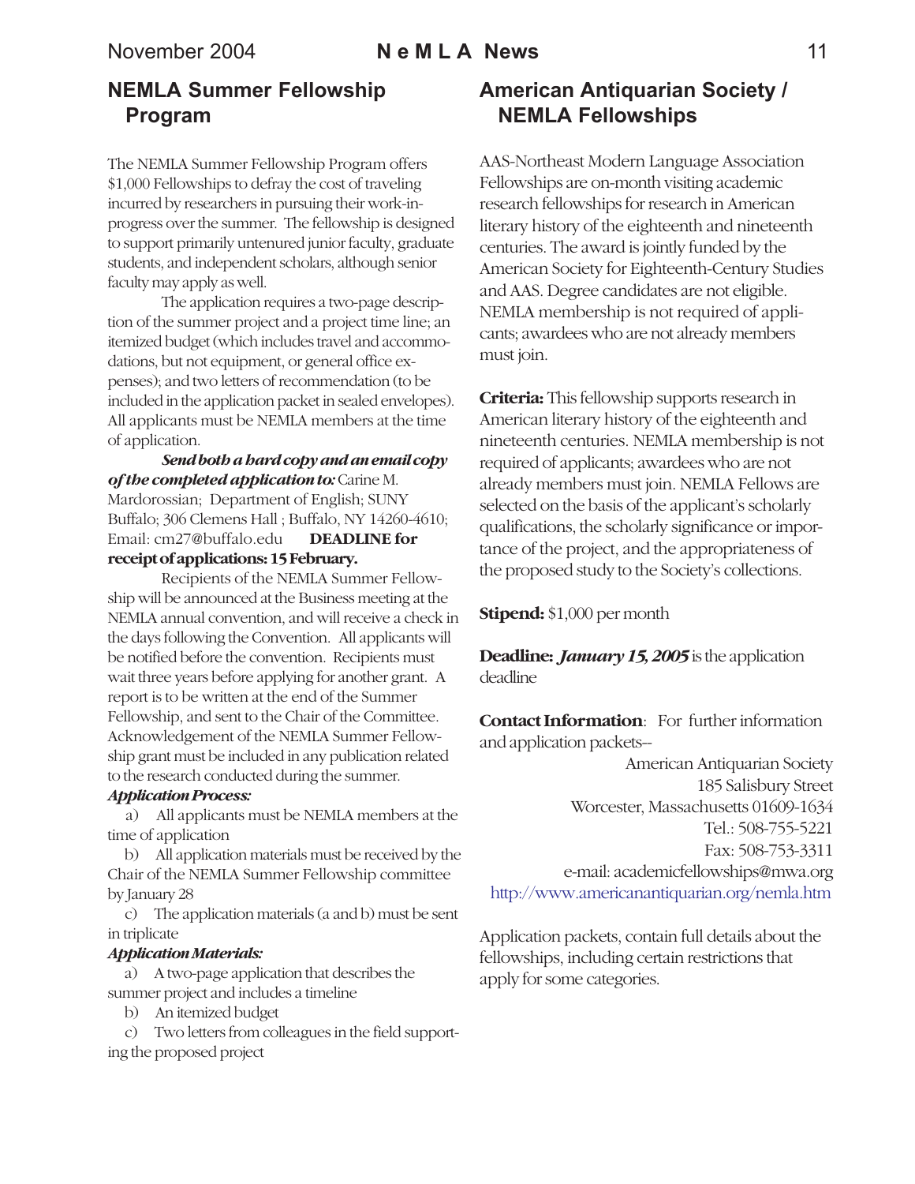## NEMLA Summer Fellowship Program

The NEMLA Summer Fellowship Program offers $1,000 Fellowships to defray the cost of traveling incurred by researchers in pursuing their work-in-progress over the summer. The fellowship is designed to support primarily untenured junior faculty, graduate students, and independent scholars, although senior faculty may apply as well.

The application requires a two-page description of the summer project and a project time line; an itemized budget (which includes travel and accommodations, but not equipment, or general office expenses); and two letters of recommendation (to be included in the application packet in sealed envelopes). All applicants must be NEMLA members at the time of application.

***Send both a hard copy and an email copy of the completed application to:*** Carine M. Mardorossian; Department of English; SUNY Buffalo; 306 Clemens Hall ; Buffalo, NY 14260-4610; Email: cm27@buffalo.edu **DEADLINE for receipt of applications: 15 February.**

Recipients of the NEMLA Summer Fellowship will be announced at the Business meeting at the NEMLA annual convention, and will receive a check in the days following the Convention. All applicants will be notified before the convention. Recipients must wait three years before applying for another grant. A report is to be written at the end of the Summer Fellowship, and sent to the Chair of the Committee. Acknowledgement of the NEMLA Summer Fellowship grant must be included in any publication related to the research conducted during the summer.

***Application Process:***

a) All applicants must be NEMLA members at the time of application

b) All application materials must be received by the Chair of the NEMLA Summer Fellowship committee by January 28

c) The application materials (a and b) must be sent in triplicate

***Application Materials:***

a) A two-page application that describes the summer project and includes a timeline

b) An itemized budget

c) Two letters from colleagues in the field supporting the proposed project

## American Antiquarian Society / NEMLA Fellowships

AAS-Northeast Modern Language Association Fellowships are on-month visiting academic research fellowships for research in American literary history of the eighteenth and nineteenth centuries. The award is jointly funded by the American Society for Eighteenth-Century Studies and AAS. Degree candidates are not eligible. NEMLA membership is not required of applicants; awardees who are not already members must join.

**Criteria:** This fellowship supports research in American literary history of the eighteenth and nineteenth centuries. NEMLA membership is not required of applicants; awardees who are not already members must join. NEMLA Fellows are selected on the basis of the applicant's scholarly qualifications, the scholarly significance or importance of the project, and the appropriateness of the proposed study to the Society's collections.

**Stipend:** $1,000 per month

**Deadline:** ***January 15, 2005*** is the application deadline

**Contact Information**: For further information and application packets--

American Antiquarian Society
185 Salisbury Street
Worcester, Massachusetts 01609-1634
Tel.: 508-755-5221
Fax: 508-753-3311
e-mail: academicfellowships@mwa.org
http://www.americanantiquarian.org/nemla.htm

Application packets, contain full details about the fellowships, including certain restrictions that apply for some categories.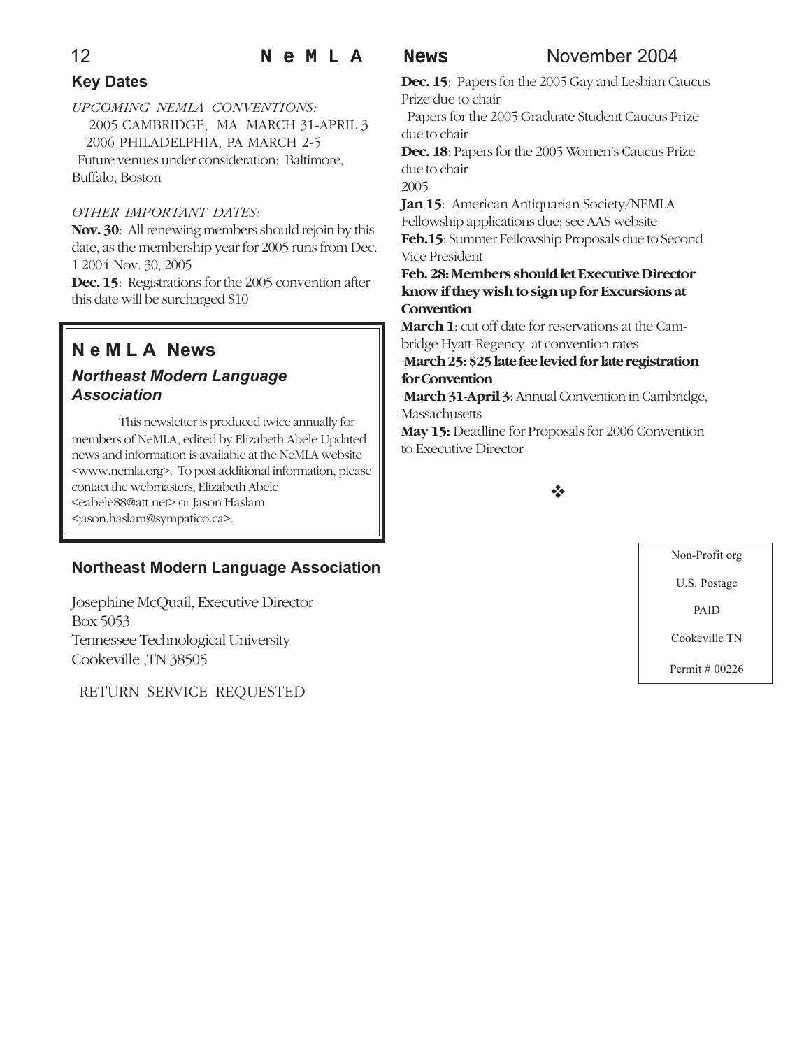## Key Dates

*UPCOMING NEMLA CONVENTIONS:*

2005 CAMBRIDGE, MA MARCH 31-APRIL 3
2006 PHILADELPHIA, PA MARCH 2-5
Future venues under consideration: Baltimore, Buffalo, Boston

*OTHER IMPORTANT DATES:*

**Nov. 30**: All renewing members should rejoin by this date, as the membership year for 2005 runs from Dec. 1 2004-Nov. 30, 2005

**Dec. 15**: Registrations for the 2005 convention after this date will be surcharged $10

**Dec. 15**: Papers for the 2005 Gay and Lesbian Caucus Prize due to chair

Papers for the 2005 Graduate Student Caucus Prize due to chair

**Dec. 18**: Papers for the 2005 Women's Caucus Prize due to chair

2005

**Jan 15**: American Antiquarian Society/NEMLA Fellowship applications due; see AAS website

**Feb.15**: Summer Fellowship Proposals due to Second Vice President

**Feb. 28: Members should let Executive Director know if they wish to sign up for Excursions at Convention**

**March 1**: cut off date for reservations at the Cambridge Hyatt-Regency at convention rates

·**March 25: $25 late fee levied for late registration for Convention**

·**March 31-April 3**: Annual Convention in Cambridge, Massachusetts

**May 15:** Deadline for Proposals for 2006 Convention to Executive Director

❖

## N e M L A News

### *Northeast Modern Language Association*

This newsletter is produced twice annually for members of NeMLA, edited by Elizabeth Abele Updated news and information is available at the NeMLA website <www.nemla.org>. To post additional information, please contact the webmasters, Elizabeth Abele <eabele88@att.net> or Jason Haslam <jason.haslam@sympatico.ca>.

### Northeast Modern Language Association

Josephine McQuail, Executive Director
Box 5053
Tennessee Technological University
Cookeville ,TN 38505

RETURN SERVICE REQUESTED

Non-Profit org
U.S. Postage
PAID
Cookeville TN
Permit # 00226